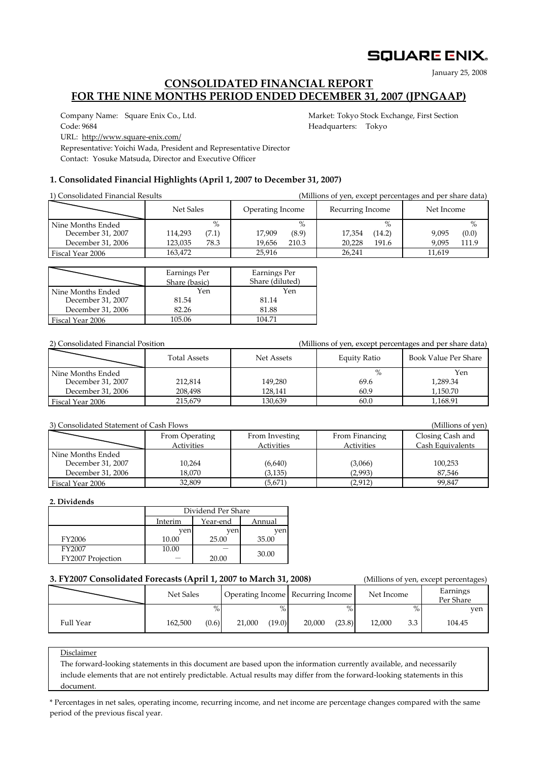SQUARE ENIX

January 25, 2008

# CONSOLIDATED FINANCIAL REPORT FOR THE NINE MONTHS PERIOD ENDED DECEMBER 31, 2007 (JPNGAAP)

Company Name: Square Enix Co., Ltd.
Market: Tokyo Stock Exchange, First Section
Code: 9684
Headquarters: Tokyo
URL: http://www.square-enix.com/
Representative: Yoichi Wada, President and Representative Director
Contact: Yosuke Matsuda, Director and Executive Officer

## 1. Consolidated Financial Highlights (April 1, 2007 to December 31, 2007)

1) Consolidated Financial Results (Millions of yen, except percentages and per share data)

| | Net Sales | | Operating Income | | Recurring Income | | Net Income | |
|---|---|---|---|---|---|---|---|---|
| Nine Months Ended | | % | | % | | % | | % |
| December 31, 2007 | 114,293 | (7.1) | 17,909 | (8.9) | 17,354 | (14.2) | 9,095 | (0.0) |
| December 31, 2006 | 123,035 | 78.3 | 19,656 | 210.3 | 20,228 | 191.6 | 9,095 | 111.9 |
| Fiscal Year 2006 | 163,472 | | 25,916 | | 26,241 | | 11,619 | |

| | Earnings Per Share (basic) | Earnings Per Share (diluted) |
|---|---|---|
| Nine Months Ended | Yen | Yen |
| December 31, 2007 | 81.54 | 81.14 |
| December 31, 2006 | 82.26 | 81.88 |
| Fiscal Year 2006 | 105.06 | 104.71 |

2) Consolidated Financial Position (Millions of yen, except percentages and per share data)

| | Total Assets | Net Assets | Equity Ratio | Book Value Per Share |
|---|---|---|---|---|
| Nine Months Ended | | | % | Yen |
| December 31, 2007 | 212,814 | 149,280 | 69.6 | 1,289.34 |
| December 31, 2006 | 208,498 | 128,141 | 60.9 | 1,150.70 |
| Fiscal Year 2006 | 215,679 | 130,639 | 60.0 | 1,168.91 |

3) Consolidated Statement of Cash Flows (Millions of yen)

| | From Operating Activities | From Investing Activities | From Financing Activities | Closing Cash and Cash Equivalents |
|---|---|---|---|---|
| Nine Months Ended | | | | |
| December 31, 2007 | 10,264 | (6,640) | (3,066) | 100,253 |
| December 31, 2006 | 18,070 | (3,135) | (2,993) | 87,546 |
| Fiscal Year 2006 | 32,809 | (5,671) | (2,912) | 99,847 |

**2. Dividends**

| | Dividend Per Share | | |
|---|---|---|---|
| | Interim | Year-end | Annual |
| | yen | yen | yen |
| FY2006 | 10.00 | 25.00 | 35.00 |
| FY2007 | 10.00 | — | 30.00 |
| FY2007 Projection | — | 20.00 | |

## 3. FY2007 Consolidated Forecasts (April 1, 2007 to March 31, 2008)

(Millions of yen, except percentages)

| | Net Sales | | Operating Income | | Recurring Income | | Net Income | | Earnings Per Share |
|---|---|---|---|---|---|---|---|---|---|
| | | % | | % | | % | | % | yen |
| Full Year | 162,500 | (0.6) | 21,000 | (19.0) | 20,000 | (23.8) | 12,000 | 3.3 | 104.45 |

Disclaimer
The forward-looking statements in this document are based upon the information currently available, and necessarily include elements that are not entirely predictable. Actual results may differ from the forward-looking statements in this document.

\* Percentages in net sales, operating income, recurring income, and net income are percentage changes compared with the same period of the previous fiscal year.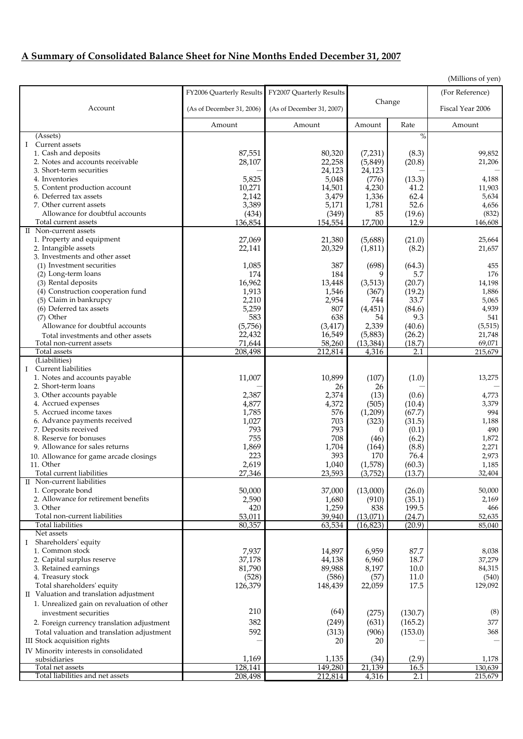## A Summary of Consolidated Balance Sheet for Nine Months Ended December 31, 2007

(Millions of yen)

| Account | FY2006 Quarterly Results (As of December 31, 2006) | FY2007 Quarterly Results (As of December 31, 2007) | Change | | (For Reference) Fiscal Year 2006 |
|---|---|---|---|---|---|
| | Amount | Amount | Amount | Rate | Amount |
| (Assets) | | | | % | |
| I Current assets | | | | | |
| 1. Cash and deposits | 87,551 | 80,320 | (7,231) | (8.3) | 99,852 |
| 2. Notes and accounts receivable | 28,107 | 22,258 | (5,849) | (20.8) | 21,206 |
| 3. Short-term securities | — | 24,123 | 24,123 | — | — |
| 4. Inventories | 5,825 | 5,048 | (776) | (13.3) | 4,188 |
| 5. Content production account | 10,271 | 14,501 | 4,230 | 41.2 | 11,903 |
| 6. Deferred tax assets | 2,142 | 3,479 | 1,336 | 62.4 | 5,634 |
| 7. Other current assets | 3,389 | 5,171 | 1,781 | 52.6 | 4,656 |
| Allowance for doubtful accounts | (434) | (349) | 85 | (19.6) | (832) |
| Total current assets | 136,854 | 154,554 | 17,700 | 12.9 | 146,608 |
| II Non-current assets | | | | | |
| 1. Property and equipment | 27,069 | 21,380 | (5,688) | (21.0) | 25,664 |
| 2. Intangible assets | 22,141 | 20,329 | (1,811) | (8.2) | 21,657 |
| 3. Investments and other asset | | | | | |
| (1) Investment securities | 1,085 | 387 | (698) | (64.3) | 455 |
| (2) Long-term loans | 174 | 184 | 9 | 5.7 | 176 |
| (3) Rental deposits | 16,962 | 13,448 | (3,513) | (20.7) | 14,198 |
| (4) Construction cooperation fund | 1,913 | 1,546 | (367) | (19.2) | 1,886 |
| (5) Claim in bankrupcy | 2,210 | 2,954 | 744 | 33.7 | 5,065 |
| (6) Deferred tax assets | 5,259 | 807 | (4,451) | (84.6) | 4,939 |
| (7) Other | 583 | 638 | 54 | 9.3 | 541 |
| Allowance for doubtful accounts | (5,756) | (3,417) | 2,339 | (40.6) | (5,515) |
| Total investments and other assets | 22,432 | 16,549 | (5,883) | (26.2) | 21,748 |
| Total non-current assets | 71,644 | 58,260 | (13,384) | (18.7) | 69,071 |
| Total assets | 208,498 | 212,814 | 4,316 | 2.1 | 215,679 |
| (Liabilities) | | | | | |
| I Current liabilities | | | | | |
| 1. Notes and accounts payable | 11,007 | 10,899 | (107) | (1.0) | 13,275 |
| 2. Short-term loans | — | 26 | 26 | — | — |
| 3. Other accounts payable | 2,387 | 2,374 | (13) | (0.6) | 4,773 |
| 4. Accrued expenses | 4,877 | 4,372 | (505) | (10.4) | 3,379 |
| 5. Accrued income taxes | 1,785 | 576 | (1,209) | (67.7) | 994 |
| 6. Advance payments received | 1,027 | 703 | (323) | (31.5) | 1,188 |
| 7. Deposits received | 793 | 793 | 0 | (0.1) | 490 |
| 8. Reserve for bonuses | 755 | 708 | (46) | (6.2) | 1,872 |
| 9. Allowance for sales returns | 1,869 | 1,704 | (164) | (8.8) | 2,271 |
| 10. Allowance for game arcade closings | 223 | 393 | 170 | 76.4 | 2,973 |
| 11. Other | 2,619 | 1,040 | (1,578) | (60.3) | 1,185 |
| Total current liabilities | 27,346 | 23,593 | (3,752) | (13.7) | 32,404 |
| II Non-current liabilities | | | | | |
| 1. Corporate bond | 50,000 | 37,000 | (13,000) | (26.0) | 50,000 |
| 2. Allowance for retirement benefits | 2,590 | 1,680 | (910) | (35.1) | 2,169 |
| 3. Other | 420 | 1,259 | 838 | 199.5 | 466 |
| Total non-current liabilities | 53,011 | 39,940 | (13,071) | (24.7) | 52,635 |
| Total liabilities | 80,357 | 63,534 | (16,823) | (20.9) | 85,040 |
| Net assets | | | | | |
| I Shareholders' equity | | | | | |
| 1. Common stock | 7,937 | 14,897 | 6,959 | 87.7 | 8,038 |
| 2. Capital surplus reserve | 37,178 | 44,138 | 6,960 | 18.7 | 37,279 |
| 3. Retained earnings | 81,790 | 89,988 | 8,197 | 10.0 | 84,315 |
| 4. Treasury stock | (528) | (586) | (57) | 11.0 | (540) |
| Total shareholders' equity | 126,379 | 148,439 | 22,059 | 17.5 | 129,092 |
| II Valuation and translation adjustment | | | | | |
| 1. Unrealized gain on revaluation of other investment securities | 210 | (64) | (275) | (130.7) | (8) |
| 2. Foreign currency translation adjustment | 382 | (249) | (631) | (165.2) | 377 |
| Total valuation and translation adjustment | 592 | (313) | (906) | (153.0) | 368 |
| III Stock acquisition rights | — | 20 | 20 | — | — |
| IV Minority interests in consolidated subsidiaries | 1,169 | 1,135 | (34) | (2.9) | 1,178 |
| Total net assets | 128,141 | 149,280 | 21,139 | 16.5 | 130,639 |
| Total liabilities and net assets | 208,498 | 212,814 | 4,316 | 2.1 | 215,679 |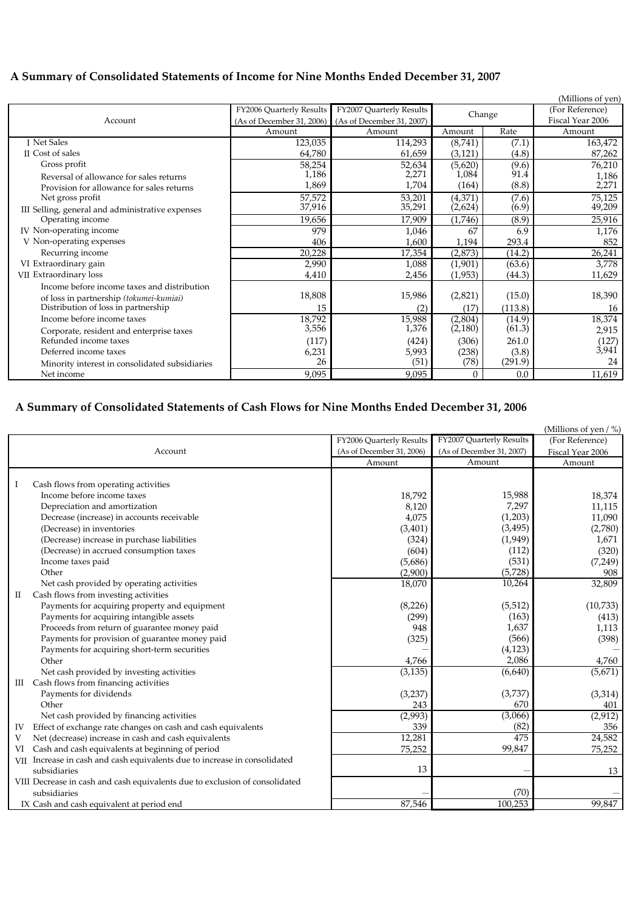## A Summary of Consolidated Statements of Income for Nine Months Ended December 31, 2007

(Millions of yen)

| Account | FY2006 Quarterly Results (As of December 31, 2006) | FY2007 Quarterly Results (As of December 31, 2007) | Change | | (For Reference) Fiscal Year 2006 |
|---|---|---|---|---|---|
| | Amount | Amount | Amount | Rate | Amount |
| I Net Sales | 123,035 | 114,293 | (8,741) | (7.1) | 163,472 |
| II Cost of sales | 64,780 | 61,659 | (3,121) | (4.8) | 87,262 |
| Gross profit | 58,254 | 52,634 | (5,620) | (9.6) | 76,210 |
| Reversal of allowance for sales returns | 1,186 | 2,271 | 1,084 | 91.4 | 1,186 |
| Provision for allowance for sales returns | 1,869 | 1,704 | (164) | (8.8) | 2,271 |
| Net gross profit | 57,572 | 53,201 | (4,371) | (7.6) | 75,125 |
| III Selling, general and administrative expenses | 37,916 | 35,291 | (2,624) | (6.9) | 49,209 |
| Operating income | 19,656 | 17,909 | (1,746) | (8.9) | 25,916 |
| IV Non-operating income | 979 | 1,046 | 67 | 6.9 | 1,176 |
| V Non-operating expenses | 406 | 1,600 | 1,194 | 293.4 | 852 |
| Recurring income | 20,228 | 17,354 | (2,873) | (14.2) | 26,241 |
| VI Extraordinary gain | 2,990 | 1,088 | (1,901) | (63.6) | 3,778 |
| VII Extraordinary loss | 4,410 | 2,456 | (1,953) | (44.3) | 11,629 |
| Income before income taxes and distribution of loss in partnership *(tokumei-kumiai)* | 18,808 | 15,986 | (2,821) | (15.0) | 18,390 |
| Distribution of loss in partnership | 15 | (2) | (17) | (113.8) | 16 |
| Income before income taxes | 18,792 | 15,988 | (2,804) | (14.9) | 18,374 |
| Corporate, resident and enterprise taxes | 3,556 | 1,376 | (2,180) | (61.3) | 2,915 |
| Refunded income taxes | (117) | (424) | (306) | 261.0 | (127) |
| Deferred income taxes | 6,231 | 5,993 | (238) | (3.8) | 3,941 |
| Minority interest in consolidated subsidiaries | 26 | (51) | (78) | (291.9) | 24 |
| Net income | 9,095 | 9,095 | 0 | 0.0 | 11,619 |

## A Summary of Consolidated Statements of Cash Flows for Nine Months Ended December 31, 2006

(Millions of yen / %)

| Account | FY2006 Quarterly Results (As of December 31, 2006) | FY2007 Quarterly Results (As of December 31, 2007) | (For Reference) Fiscal Year 2006 |
|---|---|---|---|
| | Amount | Amount | Amount |
| I Cash flows from operating activities | | | |
| Income before income taxes | 18,792 | 15,988 | 18,374 |
| Depreciation and amortization | 8,120 | 7,297 | 11,115 |
| Decrease (increase) in accounts receivable | 4,075 | (1,203) | 11,090 |
| (Decrease) in inventories | (3,401) | (3,495) | (2,780) |
| (Decrease) increase in purchase liabilities | (324) | (1,949) | 1,671 |
| (Decrease) in accrued consumption taxes | (604) | (112) | (320) |
| Income taxes paid | (5,686) | (531) | (7,249) |
| Other | (2,900) | (5,728) | 908 |
| Net cash provided by operating activities | 18,070 | 10,264 | 32,809 |
| II Cash flows from investing activities | | | |
| Payments for acquiring property and equipment | (8,226) | (5,512) | (10,733) |
| Payments for acquiring intangible assets | (299) | (163) | (413) |
| Proceeds from return of guarantee money paid | 948 | 1,637 | 1,113 |
| Payments for provision of guarantee money paid | (325) | (566) | (398) |
| Payments for acquiring short-term securities | — | (4,123) | — |
| Other | 4,766 | 2,086 | 4,760 |
| Net cash provided by investing activities | (3,135) | (6,640) | (5,671) |
| III Cash flows from financing activities | | | |
| Payments for dividends | (3,237) | (3,737) | (3,314) |
| Other | 243 | 670 | 401 |
| Net cash provided by financing activities | (2,993) | (3,066) | (2,912) |
| IV Effect of exchange rate changes on cash and cash equivalents | 339 | (82) | 356 |
| V Net (decrease) increase in cash and cash equivalents | 12,281 | 475 | 24,582 |
| VI Cash and cash equivalents at beginning of period | 75,252 | 99,847 | 75,252 |
| VII Increase in cash and cash equivalents due to increase in consolidated subsidiaries | 13 | — | 13 |
| VIII Decrease in cash and cash equivalents due to exclusion of consolidated subsidiaries | — | (70) | — |
| IX Cash and cash equivalent at period end | 87,546 | 100,253 | 99,847 |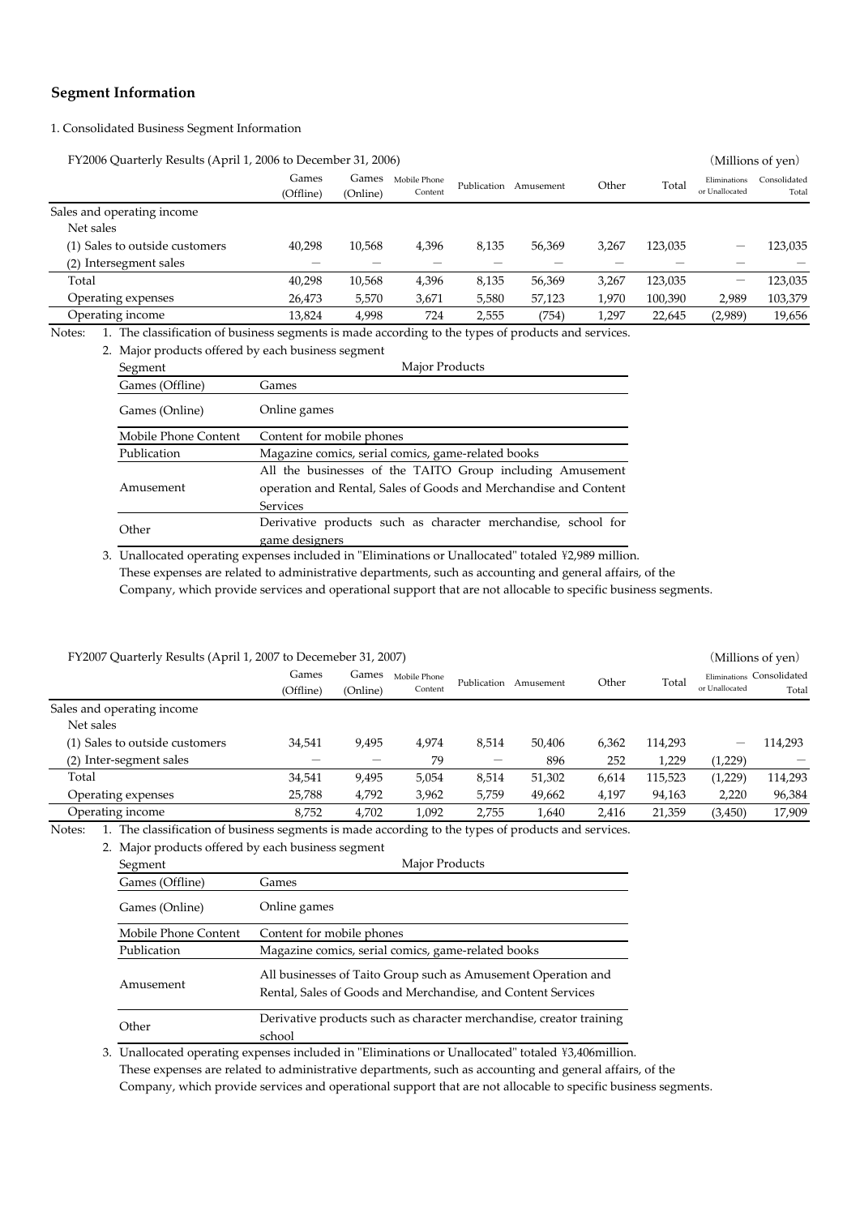## Segment Information

1. Consolidated Business Segment Information

FY2006 Quarterly Results (April 1, 2006 to December 31, 2006)

(Millions of yen)

| | Games (Offline) | Games (Online) | Mobile Phone Content | Publication | Amusement | Other | Total | Eliminations or Unallocated | Consolidated Total |
|---|---|---|---|---|---|---|---|---|---|
| Sales and operating income | | | | | | | | | |
| Net sales | | | | | | | | | |
| (1) Sales to outside customers | 40,298 | 10,568 | 4,396 | 8,135 | 56,369 | 3,267 | 123,035 | — | 123,035 |
| (2) Intersegment sales | — | — | — | — | — | — | — | — | — |
| Total | 40,298 | 10,568 | 4,396 | 8,135 | 56,369 | 3,267 | 123,035 | — | 123,035 |
| Operating expenses | 26,473 | 5,570 | 3,671 | 5,580 | 57,123 | 1,970 | 100,390 | 2,989 | 103,379 |
| Operating income | 13,824 | 4,998 | 724 | 2,555 | (754) | 1,297 | 22,645 | (2,989) | 19,656 |

Notes:
1. The classification of business segments is made according to the types of products and services.
2. Major products offered by each business segment

| Segment | Major Products |
|---|---|
| Games (Offline) | Games |
| Games (Online) | Online games |
| Mobile Phone Content | Content for mobile phones |
| Publication | Magazine comics, serial comics, game-related books |
| Amusement | All the businesses of the TAITO Group including Amusement operation and Rental, Sales of Goods and Merchandise and Content Services |
| Other | Derivative products such as character merchandise, school for game designers |

3. Unallocated operating expenses included in "Eliminations or Unallocated" totaled ¥2,989 million. These expenses are related to administrative departments, such as accounting and general affairs, of the Company, which provide services and operational support that are not allocable to specific business segments.

FY2007 Quarterly Results (April 1, 2007 to Decemeber 31, 2007)

(Millions of yen)

| | Games (Offline) | Games (Online) | Mobile Phone Content | Publication | Amusement | Other | Total | Eliminations or Unallocated | Consolidated Total |
|---|---|---|---|---|---|---|---|---|---|
| Sales and operating income | | | | | | | | | |
| Net sales | | | | | | | | | |
| (1) Sales to outside customers | 34,541 | 9,495 | 4,974 | 8,514 | 50,406 | 6,362 | 114,293 | — | 114,293 |
| (2) Inter-segment sales | — | — | 79 | — | 896 | 252 | 1,229 | (1,229) | — |
| Total | 34,541 | 9,495 | 5,054 | 8,514 | 51,302 | 6,614 | 115,523 | (1,229) | 114,293 |
| Operating expenses | 25,788 | 4,792 | 3,962 | 5,759 | 49,662 | 4,197 | 94,163 | 2,220 | 96,384 |
| Operating income | 8,752 | 4,702 | 1,092 | 2,755 | 1,640 | 2,416 | 21,359 | (3,450) | 17,909 |

Notes:
1. The classification of business segments is made according to the types of products and services.
2. Major products offered by each business segment

| Segment | Major Products |
|---|---|
| Games (Offline) | Games |
| Games (Online) | Online games |
| Mobile Phone Content | Content for mobile phones |
| Publication | Magazine comics, serial comics, game-related books |
| Amusement | All businesses of Taito Group such as Amusement Operation and Rental, Sales of Goods and Merchandise, and Content Services |
| Other | Derivative products such as character merchandise, creator training school |

3. Unallocated operating expenses included in "Eliminations or Unallocated" totaled ¥3,406million. These expenses are related to administrative departments, such as accounting and general affairs, of the Company, which provide services and operational support that are not allocable to specific business segments.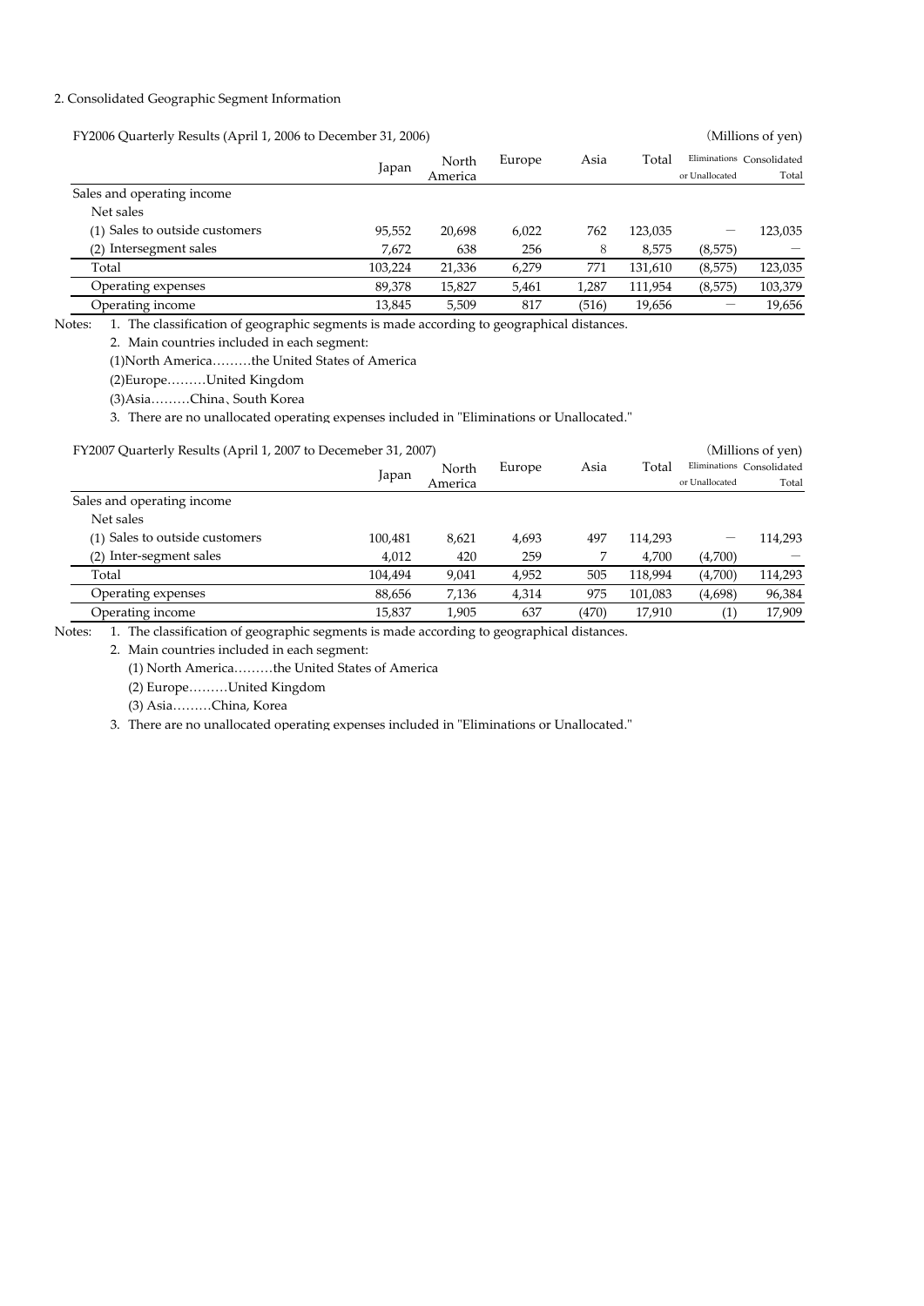2. Consolidated Geographic Segment Information

FY2006 Quarterly Results (April 1, 2006 to December 31, 2006) (Millions of yen)

| | Japan | North America | Europe | Asia | Total | Eliminations or Unallocated | Consolidated Total |
|---|---|---|---|---|---|---|---|
| Sales and operating income | | | | | | | |
| Net sales | | | | | | | |
| (1) Sales to outside customers | 95,552 | 20,698 | 6,022 | 762 | 123,035 | — | 123,035 |
| (2) Intersegment sales | 7,672 | 638 | 256 | 8 | 8,575 | (8,575) | — |
| Total | 103,224 | 21,336 | 6,279 | 771 | 131,610 | (8,575) | 123,035 |
| Operating expenses | 89,378 | 15,827 | 5,461 | 1,287 | 111,954 | (8,575) | 103,379 |
| Operating income | 13,845 | 5,509 | 817 | (516) | 19,656 | — | 19,656 |

Notes:
1. The classification of geographic segments is made according to geographical distances.
2. Main countries included in each segment:
   (1)North America………the United States of America
   (2)Europe………United Kingdom
   (3)Asia………China、South Korea
3. There are no unallocated operating expenses included in "Eliminations or Unallocated."

FY2007 Quarterly Results (April 1, 2007 to Decemeber 31, 2007) (Millions of yen)

| | Japan | North America | Europe | Asia | Total | Eliminations or Unallocated | Consolidated Total |
|---|---|---|---|---|---|---|---|
| Sales and operating income | | | | | | | |
| Net sales | | | | | | | |
| (1) Sales to outside customers | 100,481 | 8,621 | 4,693 | 497 | 114,293 | — | 114,293 |
| (2) Inter-segment sales | 4,012 | 420 | 259 | 7 | 4,700 | (4,700) | — |
| Total | 104,494 | 9,041 | 4,952 | 505 | 118,994 | (4,700) | 114,293 |
| Operating expenses | 88,656 | 7,136 | 4,314 | 975 | 101,083 | (4,698) | 96,384 |
| Operating income | 15,837 | 1,905 | 637 | (470) | 17,910 | (1) | 17,909 |

Notes:
1. The classification of geographic segments is made according to geographical distances.
2. Main countries included in each segment:
   (1) North America………the United States of America
   (2) Europe………United Kingdom
   (3) Asia………China, Korea
3. There are no unallocated operating expenses included in "Eliminations or Unallocated."